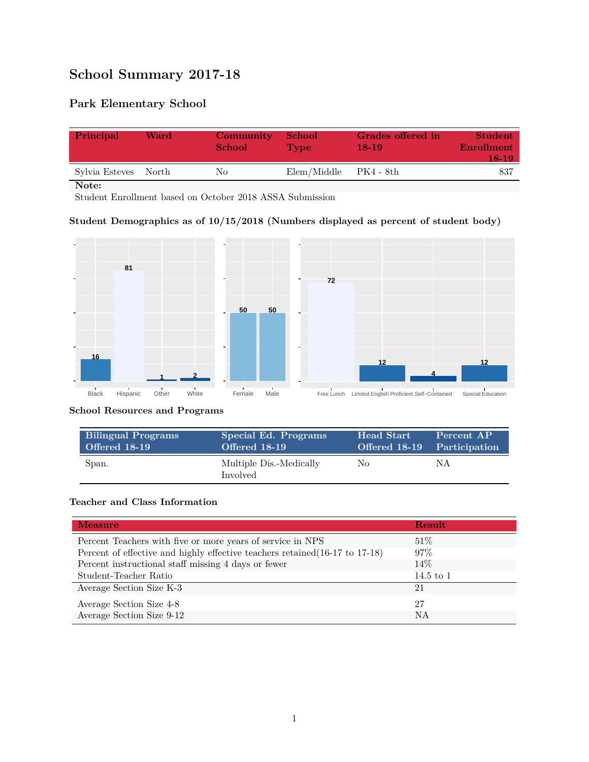# School Summary 2017-18

## Park Elementary School

| Principal | Ward | Community School | School Type | Grades offered in 18-19 | Student Enrollment 18-19 |
|---|---|---|---|---|---|
| Sylvia Esteves | North | No | Elem/Middle | PK4 - 8th | 837 |

**Note:**
Student Enrollment based on October 2018 ASSA Submission

### Student Demographics as of 10/15/2018 (Numbers displayed as percent of student body)

| Black | Hispanic | Other | White |
|---|---|---|---|
| 16 | 81 | 1 | 2 |

| Female | Male |
|---|---|
| 50 | 50 |

| Free Lunch | Limited English Proficient | Self-Contained | Special Education |
|---|---|---|---|
| 72 | 12 | 4 | 12 |

### School Resources and Programs

| Bilingual Programs Offered 18-19 | Special Ed. Programs Offered 18-19 | Head Start Offered 18-19 | Percent AP Participation |
|---|---|---|---|
| Span. | Multiple Dis.-Medically Involved | No | NA |

### Teacher and Class Information

| Measure | Result |
|---|---|
| Percent Teachers with five or more years of service in NPS | 51% |
| Percent of effective and highly effective teachers retained(16-17 to 17-18) | 97% |
| Percent instructional staff missing 4 days or fewer | 14% |
| Student-Teacher Ratio | 14.5 to 1 |
| Average Section Size K-3 | 21 |
| Average Section Size 4-8 | 27 |
| Average Section Size 9-12 | NA |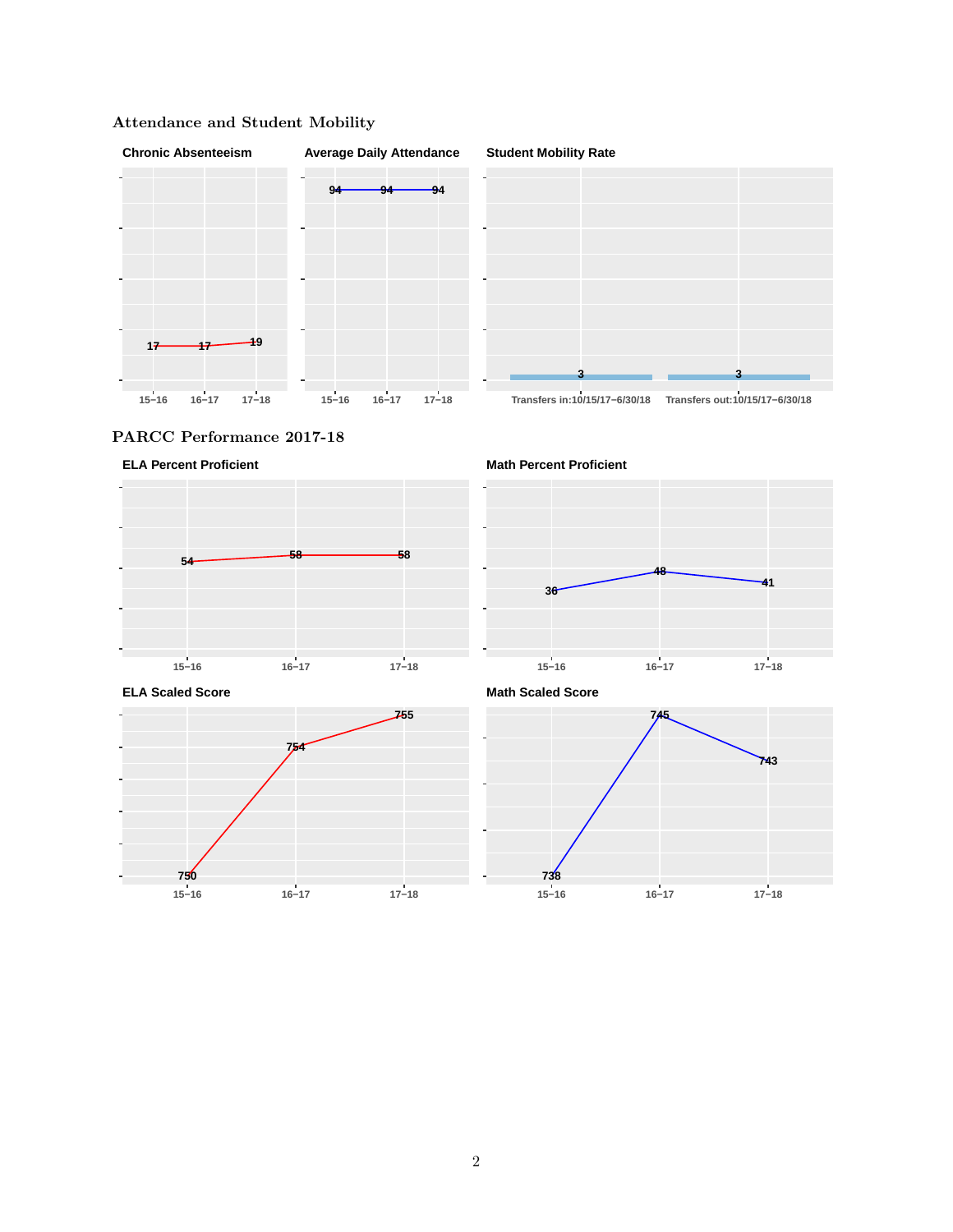## Attendance and Student Mobility

**Chronic Absenteeism**

17 17 19

15–16 16–17 17–18

**Average Daily Attendance**

94 94 94

15–16 16–17 17–18

**Student Mobility Rate**

3 3

Transfers in:10/15/17–6/30/18 Transfers out:10/15/17–6/30/18

## PARCC Performance 2017-18

**ELA Percent Proficient**

54 58 58

15–16 16–17 17–18

**Math Percent Proficient**

36 48 41

15–16 16–17 17–18

**ELA Scaled Score**

750 754 755

15–16 16–17 17–18

**Math Scaled Score**

738 745 743

15–16 16–17 17–18